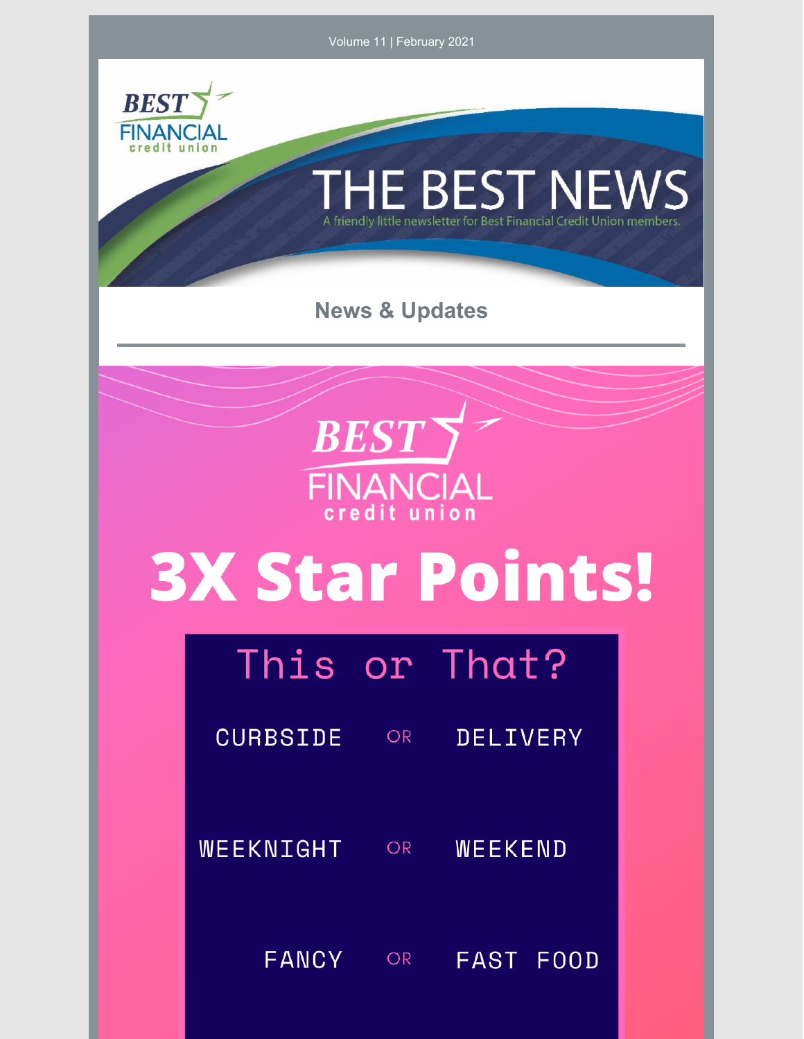Volume 11 | February 2021

BEST FINANCIAL credit union

# THE BEST NEWS

A friendly little newsletter for Best Financial Credit Union members.

## News & Updates

BEST FINANCIAL credit union

# 3X Star Points!

## This or That?

CURBSIDE OR DELIVERY

WEEKNIGHT OR WEEKEND

FANCY OR FAST FOOD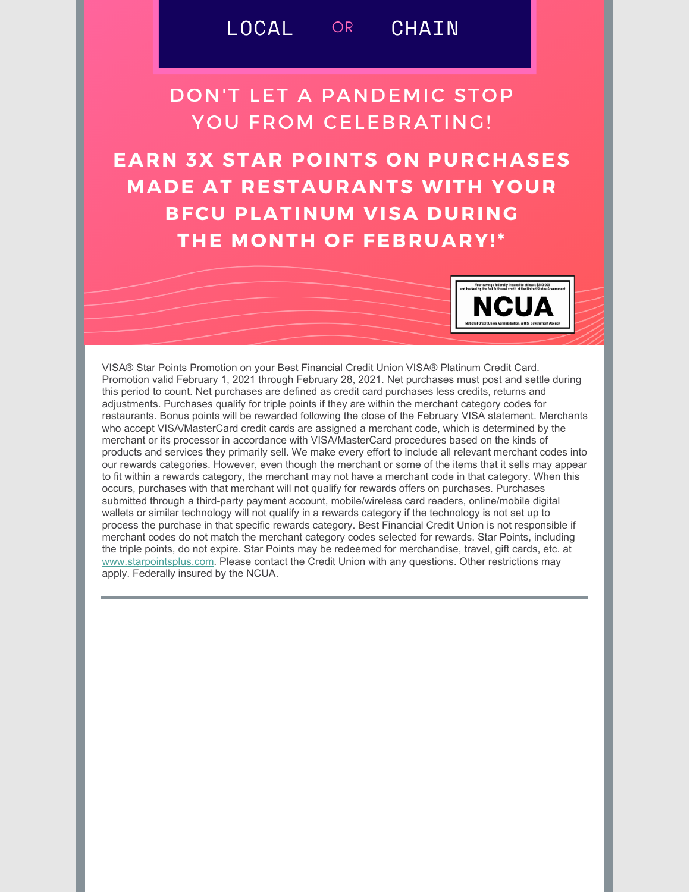LOCAL OR CHAIN

## DON'T LET A PANDEMIC STOP YOU FROM CELEBRATING!

## EARN 3X STAR POINTS ON PURCHASES MADE AT RESTAURANTS WITH YOUR BFCU PLATINUM VISA DURING THE MONTH OF FEBRUARY!*

Your savings federally insured to at least $250,000 and backed by the full faith and credit of the United States Government

**NCUA**

National Credit Union Administration, a U.S. Government Agency

VISA® Star Points Promotion on your Best Financial Credit Union VISA® Platinum Credit Card. Promotion valid February 1, 2021 through February 28, 2021. Net purchases must post and settle during this period to count. Net purchases are defined as credit card purchases less credits, returns and adjustments. Purchases qualify for triple points if they are within the merchant category codes for restaurants. Bonus points will be rewarded following the close of the February VISA statement. Merchants who accept VISA/MasterCard credit cards are assigned a merchant code, which is determined by the merchant or its processor in accordance with VISA/MasterCard procedures based on the kinds of products and services they primarily sell. We make every effort to include all relevant merchant codes into our rewards categories. However, even though the merchant or some of the items that it sells may appear to fit within a rewards category, the merchant may not have a merchant code in that category. When this occurs, purchases with that merchant will not qualify for rewards offers on purchases. Purchases submitted through a third-party payment account, mobile/wireless card readers, online/mobile digital wallets or similar technology will not qualify in a rewards category if the technology is not set up to process the purchase in that specific rewards category. Best Financial Credit Union is not responsible if merchant codes do not match the merchant category codes selected for rewards. Star Points, including the triple points, do not expire. Star Points may be redeemed for merchandise, travel, gift cards, etc. at www.starpointsplus.com. Please contact the Credit Union with any questions. Other restrictions may apply. Federally insured by the NCUA.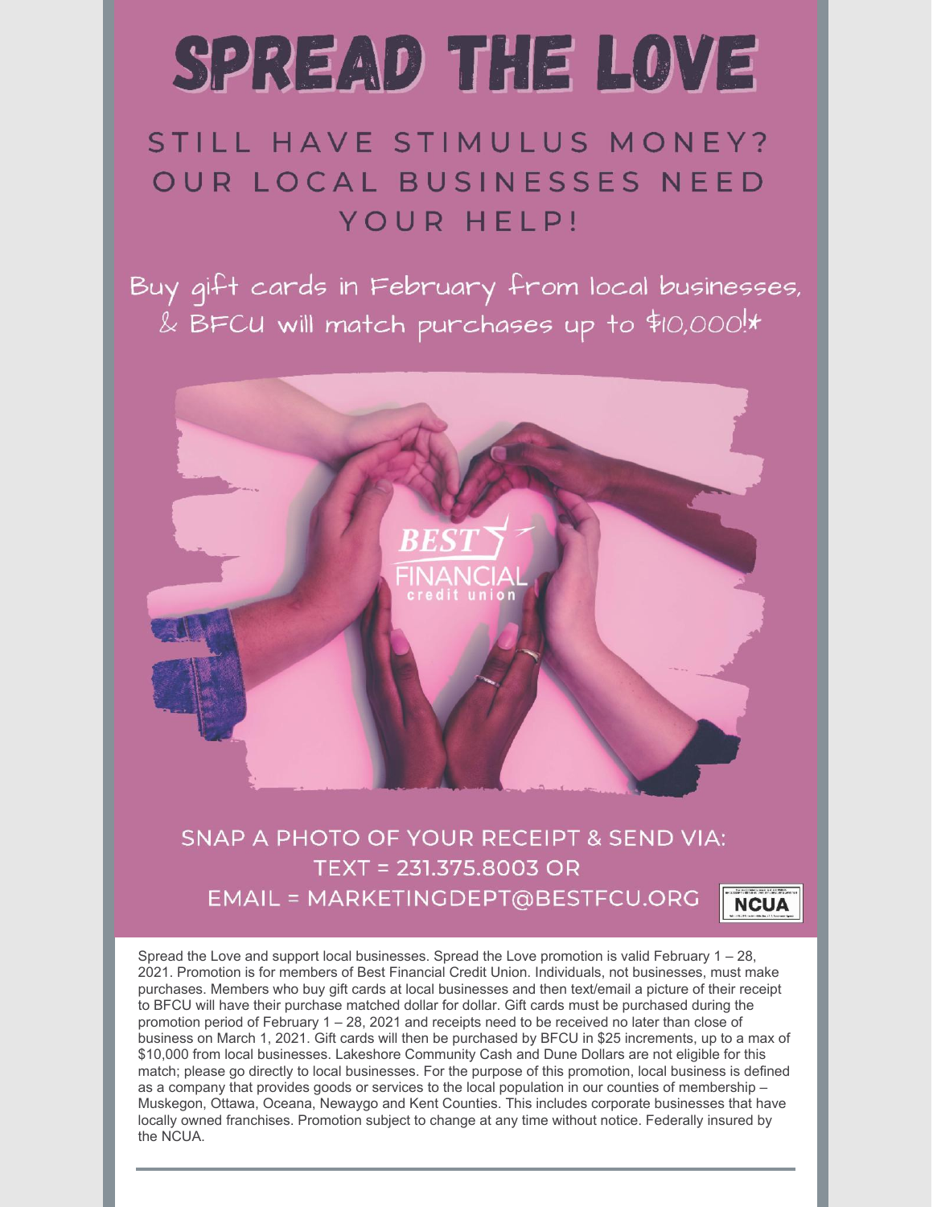# SPREAD THE LOVE

## STILL HAVE STIMULUS MONEY? OUR LOCAL BUSINESSES NEED YOUR HELP!

Buy gift cards in February from local businesses, & BFCU will match purchases up to $10,000!*

SNAP A PHOTO OF YOUR RECEIPT & SEND VIA:
TEXT = 231.375.8003 OR
EMAIL = MARKETINGDEPT@BESTFCU.ORG

NCUA

Spread the Love and support local businesses. Spread the Love promotion is valid February 1 – 28, 2021. Promotion is for members of Best Financial Credit Union. Individuals, not businesses, must make purchases. Members who buy gift cards at local businesses and then text/email a picture of their receipt to BFCU will have their purchase matched dollar for dollar. Gift cards must be purchased during the promotion period of February 1 – 28, 2021 and receipts need to be received no later than close of business on March 1, 2021. Gift cards will then be purchased by BFCU in $25 increments, up to a max of $10,000 from local businesses. Lakeshore Community Cash and Dune Dollars are not eligible for this match; please go directly to local businesses. For the purpose of this promotion, local business is defined as a company that provides goods or services to the local population in our counties of membership – Muskegon, Ottawa, Oceana, Newaygo and Kent Counties. This includes corporate businesses that have locally owned franchises. Promotion subject to change at any time without notice. Federally insured by the NCUA.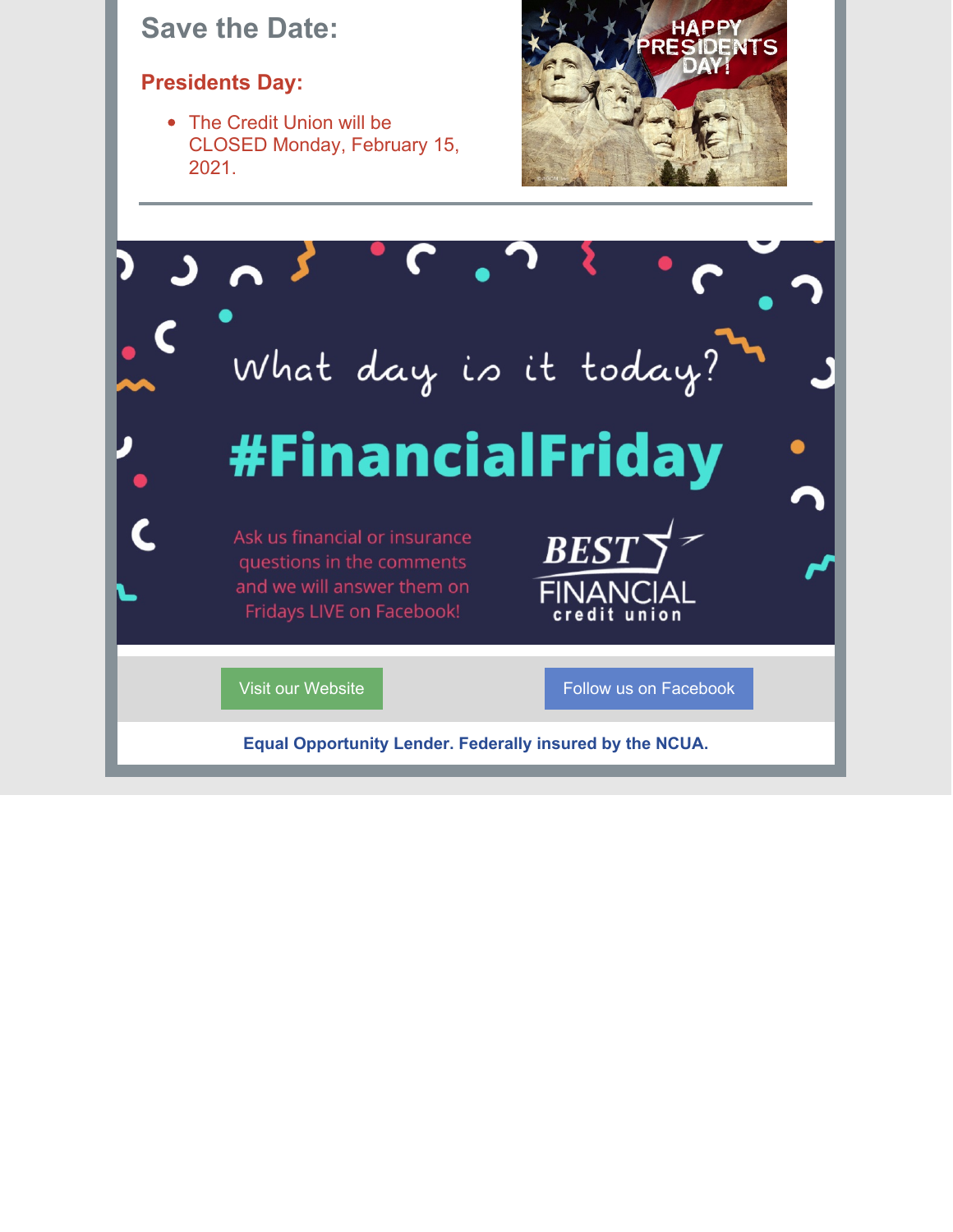## Save the Date:

### Presidents Day:

- The Credit Union will be CLOSED Monday, February 15, 2021.

---

What day is it today?

#FinancialFriday

Ask us financial or insurance questions in the comments and we will answer them on Fridays LIVE on Facebook!

BEST FINANCIAL credit union

Visit our Website

Follow us on Facebook

**Equal Opportunity Lender. Federally insured by the NCUA.**